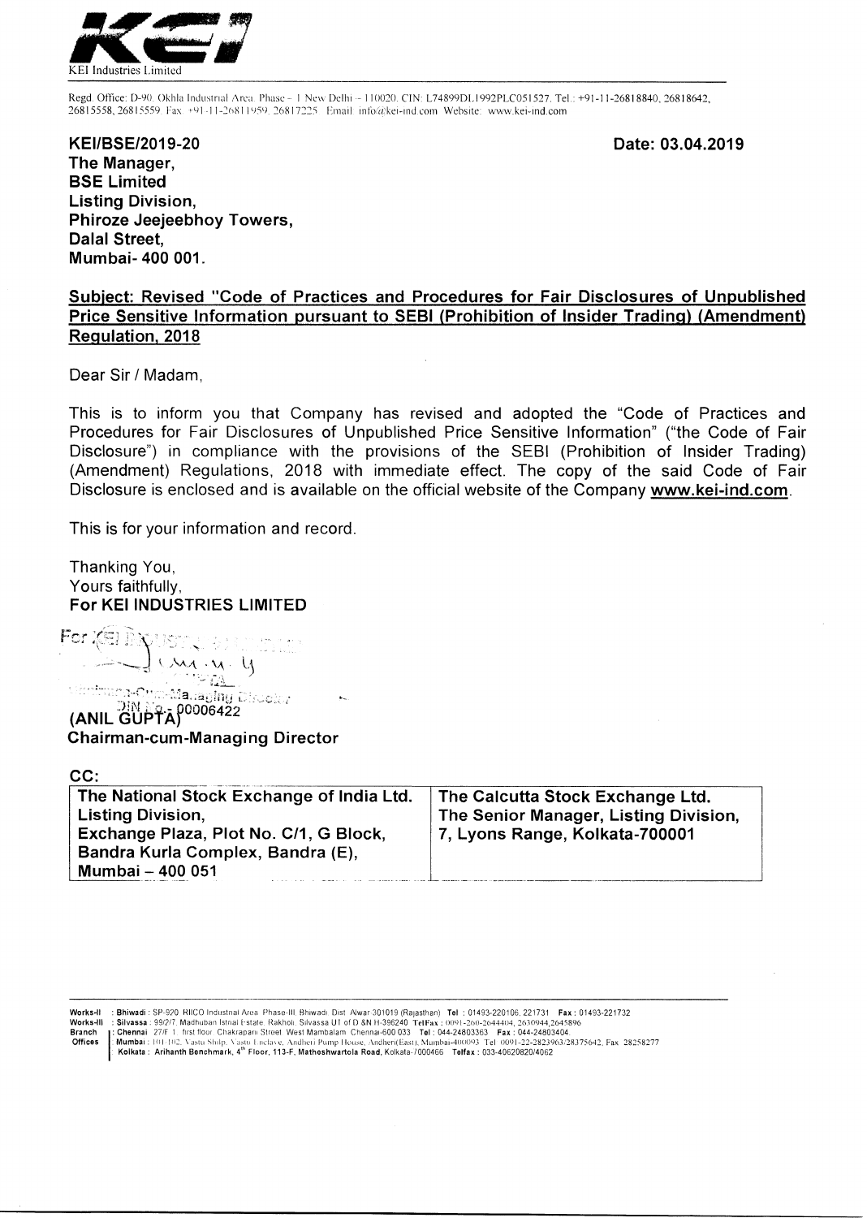KEI Industries Limited

Regd. Office: D-90, Okhla Industrial Area, Phase - 1 New Delhi - 110020. CIN: L74899DL1992PLC051527. Tel.: +91-11-26818840, 26818642, 26815558, 26815559 Fax: +91-11-26811959, 26817225 Email: info@kei-ind.com Website: www.kei-ind.com

**KEI/BSE/2019-20**

**Date: 03.04.2019**

**The Manager,**
**BSE Limited**
**Listing Division,**
**Phiroze Jeejeebhoy Towers,**
**Dalal Street,**
**Mumbai- 400 001.**

**Subject: Revised "Code of Practices and Procedures for Fair Disclosures of Unpublished Price Sensitive Information pursuant to SEBI (Prohibition of Insider Trading) (Amendment) Regulation, 2018**

Dear Sir / Madam,

This is to inform you that Company has revised and adopted the "Code of Practices and Procedures for Fair Disclosures of Unpublished Price Sensitive Information" ("the Code of Fair Disclosure") in compliance with the provisions of the SEBI (Prohibition of Insider Trading) (Amendment) Regulations, 2018 with immediate effect. The copy of the said Code of Fair Disclosure is enclosed and is available on the official website of the Company **www.kei-ind.com**.

This is for your information and record.

Thanking You,
Yours faithfully,
**For KEI INDUSTRIES LIMITED**

DIN No.- 00006422
**(ANIL GUPTA)**
**Chairman-cum-Managing Director**

**CC:**

| The National Stock Exchange of India Ltd. | The Calcutta Stock Exchange Ltd. |
|---|---|
| Listing Division, | The Senior Manager, Listing Division, |
| Exchange Plaza, Plot No. C/1, G Block, | 7, Lyons Range, Kolkata-700001 |
| Bandra Kurla Complex, Bandra (E), | |
| Mumbai – 400 051 | |

**Works-II** : **Bhiwadi** : SP-920, RIICO Industrial Area, Phase-III, Bhiwadi, Dist. Alwar 301019 (Rajasthan) **Tel.** : 01493-220106, 221731 **Fax** : 01493-221732
**Works-III** : **Silvassa** : 99/2/7, Madhuban Istrial Estate, Rakholi, Silvassa UT of D &N H-396240 **TelFax** : 0091-260-2644404, 2630944,2645896
**Branch Offices** : **Chennai** : 27/F 1, first floor, Chakrapani Street, West Mambalam, Chennai-600 033 **Tel** : 044-24803363 **Fax** : 044-24803404
: **Mumbai** : 101-102, Vastu Shilp, Vastu Enclave, Andheri Pump House, Andheri(East), Mumbai-400093 Tel 0091-22-28235963/28375642, Fax 28258277
**Kolkata** : **Arihanth Benchmark, 4th Floor, 113-F, Matheshwartola Road, Kolkata-700046 Telfax** : 033-40620820/4062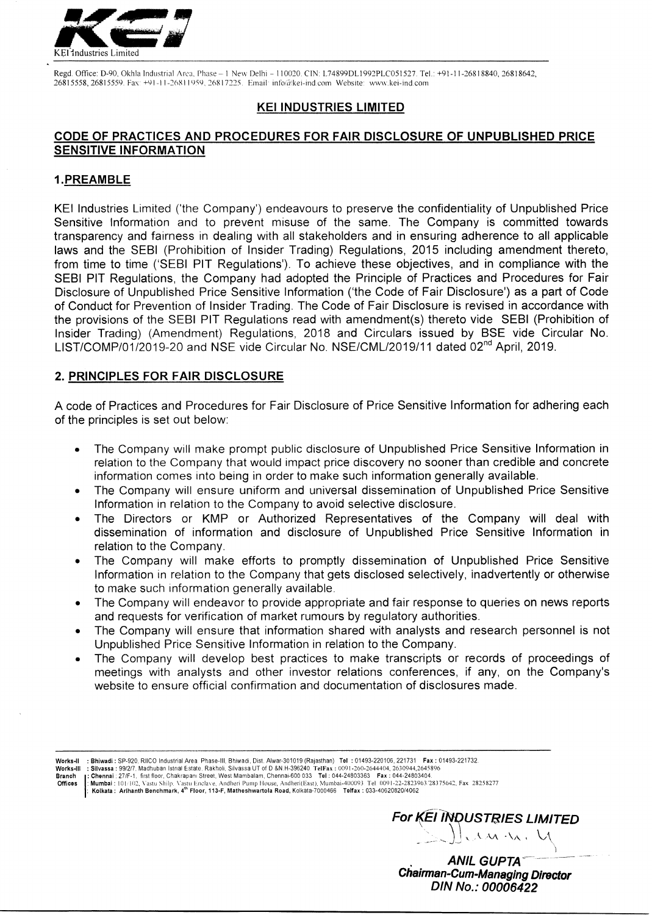Regd. Office: D-90, Okhla Industrial Area, Phase – 1 New Delhi – 110020. CIN: L74899DL1992PLC051527. Tel.: +91-11-26818840, 26818642, 26815558, 26815559. Fax: +91-11-26811959, 26817225. Email: info@kei-ind.com Website: www.kei-ind.com

## KEI INDUSTRIES LIMITED

## CODE OF PRACTICES AND PROCEDURES FOR FAIR DISCLOSURE OF UNPUBLISHED PRICE SENSITIVE INFORMATION

### 1. PREAMBLE

KEI Industries Limited ('the Company') endeavours to preserve the confidentiality of Unpublished Price Sensitive Information and to prevent misuse of the same. The Company is committed towards transparency and fairness in dealing with all stakeholders and in ensuring adherence to all applicable laws and the SEBI (Prohibition of Insider Trading) Regulations, 2015 including amendment thereto, from time to time ('SEBI PIT Regulations'). To achieve these objectives, and in compliance with the SEBI PIT Regulations, the Company had adopted the Principle of Practices and Procedures for Fair Disclosure of Unpublished Price Sensitive Information ('the Code of Fair Disclosure') as a part of Code of Conduct for Prevention of Insider Trading. The Code of Fair Disclosure is revised in accordance with the provisions of the SEBI PIT Regulations read with amendment(s) thereto vide SEBI (Prohibition of Insider Trading) (Amendment) Regulations, 2018 and Circulars issued by BSE vide Circular No. LIST/COMP/01/2019-20 and NSE vide Circular No. NSE/CML/2019/11 dated 02nd April, 2019.

### 2. PRINCIPLES FOR FAIR DISCLOSURE

A code of Practices and Procedures for Fair Disclosure of Price Sensitive Information for adhering each of the principles is set out below:

- The Company will make prompt public disclosure of Unpublished Price Sensitive Information in relation to the Company that would impact price discovery no sooner than credible and concrete information comes into being in order to make such information generally available.
- The Company will ensure uniform and universal dissemination of Unpublished Price Sensitive Information in relation to the Company to avoid selective disclosure.
- The Directors or KMP or Authorized Representatives of the Company will deal with dissemination of information and disclosure of Unpublished Price Sensitive Information in relation to the Company.
- The Company will make efforts to promptly dissemination of Unpublished Price Sensitive Information in relation to the Company that gets disclosed selectively, inadvertently or otherwise to make such information generally available.
- The Company will endeavor to provide appropriate and fair response to queries on news reports and requests for verification of market rumours by regulatory authorities.
- The Company will ensure that information shared with analysts and research personnel is not Unpublished Price Sensitive Information in relation to the Company.
- The Company will develop best practices to make transcripts or records of proceedings of meetings with analysts and other investor relations conferences, if any, on the Company's website to ensure official confirmation and documentation of disclosures made.

Works-II : Bhiwadi : SP-920, RIICO Industrial Area, Phase-III, Bhiwadi, Dist. Alwar-301019 (Rajasthan) Tel : 01493-220106, 221731 Fax : 01493-221732.
Works-III : Silvassa : 99/2/7, Madhuban Istnal Estate, Rakholi, Silvassa UT of D &N.H-396240 TelFax : 0091-260-2644404, 2630944, 2645896
Branch Offices : Chennai : 27/F-1, first floor, Chakrapani Street, West Mambalam, Chennai-600 033 Tel : 044-24803363 Fax : 044-24803404
: Mumbai : 101/102, Vastu Shilp, Vastu Enclave, Andheri Pump House, Andheri(East), Mumbai-400093 Tel: 0091-22-28233963/28375642, Fax: 28258277
: Kolkata : Arihanth Benchmark, 4th Floor, 113-F, Matheshwartola Road, Kolkata-7000466 Telfax : 033-40620820/4062

For KEI INDUSTRIES LIMITED

ANIL GUPTA
Chairman-Cum-Managing Director
DIN No.: 00006422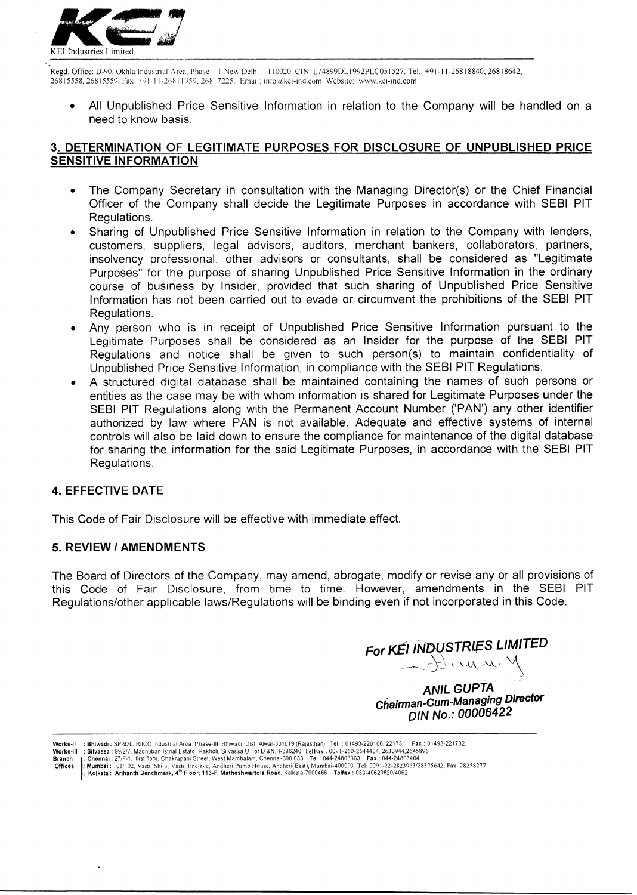- All Unpublished Price Sensitive Information in relation to the Company will be handled on a need to know basis.

## 3. DETERMINATION OF LEGITIMATE PURPOSES FOR DISCLOSURE OF UNPUBLISHED PRICE SENSITIVE INFORMATION

- The Company Secretary in consultation with the Managing Director(s) or the Chief Financial Officer of the Company shall decide the Legitimate Purposes in accordance with SEBI PIT Regulations.
- Sharing of Unpublished Price Sensitive Information in relation to the Company with lenders, customers, suppliers, legal advisors, auditors, merchant bankers, collaborators, partners, insolvency professional, other advisors or consultants, shall be considered as "Legitimate Purposes" for the purpose of sharing Unpublished Price Sensitive Information in the ordinary course of business by Insider, provided that such sharing of Unpublished Price Sensitive Information has not been carried out to evade or circumvent the prohibitions of the SEBI PIT Regulations.
- Any person who is in receipt of Unpublished Price Sensitive Information pursuant to the Legitimate Purposes shall be considered as an Insider for the purpose of the SEBI PIT Regulations and notice shall be given to such person(s) to maintain confidentiality of Unpublished Price Sensitive Information, in compliance with the SEBI PIT Regulations.
- A structured digital database shall be maintained containing the names of such persons or entities as the case may be with whom information is shared for Legitimate Purposes under the SEBI PIT Regulations along with the Permanent Account Number ('PAN') any other identifier authorized by law where PAN is not available. Adequate and effective systems of internal controls will also be laid down to ensure the compliance for maintenance of the digital database for sharing the information for the said Legitimate Purposes, in accordance with the SEBI PIT Regulations.

## 4. EFFECTIVE DATE

This Code of Fair Disclosure will be effective with immediate effect.

## 5. REVIEW / AMENDMENTS

The Board of Directors of the Company, may amend, abrogate, modify or revise any or all provisions of this Code of Fair Disclosure, from time to time. However, amendments in the SEBI PIT Regulations/other applicable laws/Regulations will be binding even if not incorporated in this Code.

*For KEI INDUSTRIES LIMITED*

*ANIL GUPTA*
*Chairman-Cum-Managing Director*
*DIN No.: 00006422*